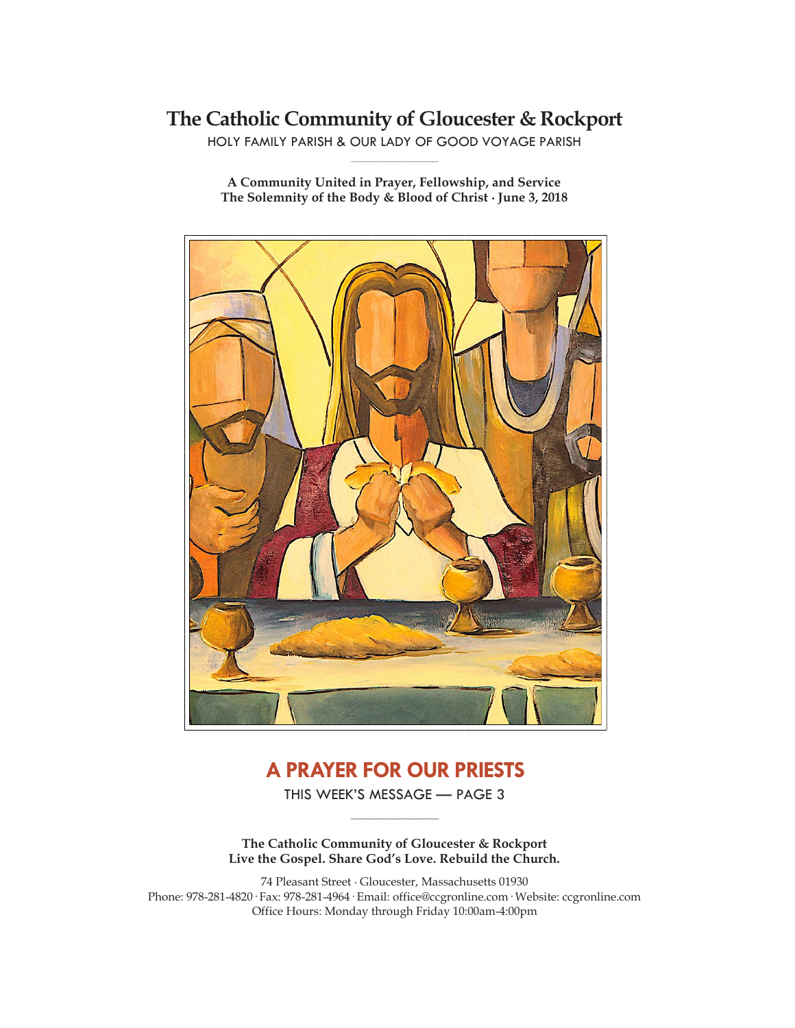# The Catholic Community of Gloucester & Rockport

HOLY FAMILY PARISH & OUR LADY OF GOOD VOYAGE PARISH

**A Community United in Prayer, Fellowship, and Service**
**The Solemnity of the Body & Blood of Christ · June 3, 2018**

## A PRAYER FOR OUR PRIESTS

THIS WEEK'S MESSAGE — PAGE 3

**The Catholic Community of Gloucester & Rockport**
**Live the Gospel. Share God's Love. Rebuild the Church.**

74 Pleasant Street · Gloucester, Massachusetts 01930
Phone: 978-281-4820 · Fax: 978-281-4964 · Email: office@ccgronline.com · Website: ccgronline.com
Office Hours: Monday through Friday 10:00am-4:00pm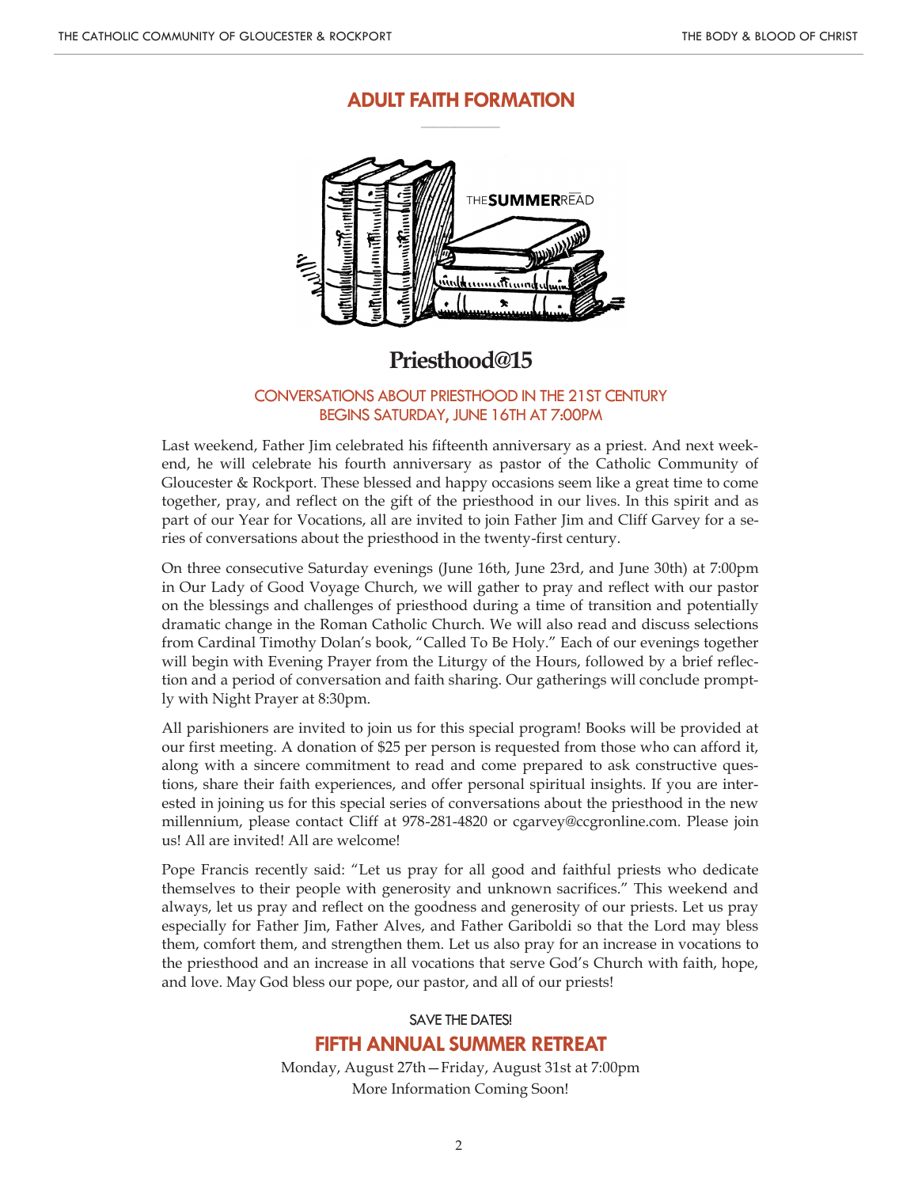# ADULT FAITH FORMATION

THE SUMMER READ

## Priesthood@15

### CONVERSATIONS ABOUT PRIESTHOOD IN THE 21ST CENTURY
### BEGINS SATURDAY, JUNE 16TH AT 7:00PM

Last weekend, Father Jim celebrated his fifteenth anniversary as a priest. And next weekend, he will celebrate his fourth anniversary as pastor of the Catholic Community of Gloucester & Rockport. These blessed and happy occasions seem like a great time to come together, pray, and reflect on the gift of the priesthood in our lives. In this spirit and as part of our Year for Vocations, all are invited to join Father Jim and Cliff Garvey for a series of conversations about the priesthood in the twenty-first century.

On three consecutive Saturday evenings (June 16th, June 23rd, and June 30th) at 7:00pm in Our Lady of Good Voyage Church, we will gather to pray and reflect with our pastor on the blessings and challenges of priesthood during a time of transition and potentially dramatic change in the Roman Catholic Church. We will also read and discuss selections from Cardinal Timothy Dolan's book, "Called To Be Holy." Each of our evenings together will begin with Evening Prayer from the Liturgy of the Hours, followed by a brief reflection and a period of conversation and faith sharing. Our gatherings will conclude promptly with Night Prayer at 8:30pm.

All parishioners are invited to join us for this special program! Books will be provided at our first meeting. A donation of $25 per person is requested from those who can afford it, along with a sincere commitment to read and come prepared to ask constructive questions, share their faith experiences, and offer personal spiritual insights. If you are interested in joining us for this special series of conversations about the priesthood in the new millennium, please contact Cliff at 978-281-4820 or cgarvey@ccgronline.com. Please join us! All are invited! All are welcome!

Pope Francis recently said: "Let us pray for all good and faithful priests who dedicate themselves to their people with generosity and unknown sacrifices." This weekend and always, let us pray and reflect on the goodness and generosity of our priests. Let us pray especially for Father Jim, Father Alves, and Father Gariboldi so that the Lord may bless them, comfort them, and strengthen them. Let us also pray for an increase in vocations to the priesthood and an increase in all vocations that serve God's Church with faith, hope, and love. May God bless our pope, our pastor, and all of our priests!

SAVE THE DATES!

## FIFTH ANNUAL SUMMER RETREAT

Monday, August 27th—Friday, August 31st at 7:00pm

More Information Coming Soon!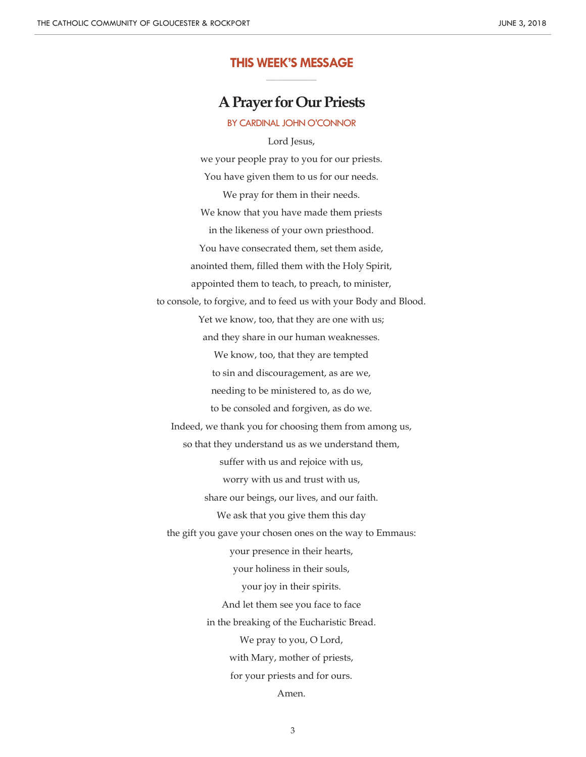## THIS WEEK'S MESSAGE

# A Prayer for Our Priests

BY CARDINAL JOHN O'CONNOR

Lord Jesus,  
we your people pray to you for our priests.  
You have given them to us for our needs.  
We pray for them in their needs.  
We know that you have made them priests  
in the likeness of your own priesthood.  
You have consecrated them, set them aside,  
anointed them, filled them with the Holy Spirit,  
appointed them to teach, to preach, to minister,  
to console, to forgive, and to feed us with your Body and Blood.  
Yet we know, too, that they are one with us;  
and they share in our human weaknesses.  
We know, too, that they are tempted  
to sin and discouragement, as are we,  
needing to be ministered to, as do we,  
to be consoled and forgiven, as do we.  
Indeed, we thank you for choosing them from among us,  
so that they understand us as we understand them,  
suffer with us and rejoice with us,  
worry with us and trust with us,  
share our beings, our lives, and our faith.  
We ask that you give them this day  
the gift you gave your chosen ones on the way to Emmaus:  
your presence in their hearts,  
your holiness in their souls,  
your joy in their spirits.  
And let them see you face to face  
in the breaking of the Eucharistic Bread.  
We pray to you, O Lord,  
with Mary, mother of priests,  
for your priests and for ours.  
Amen.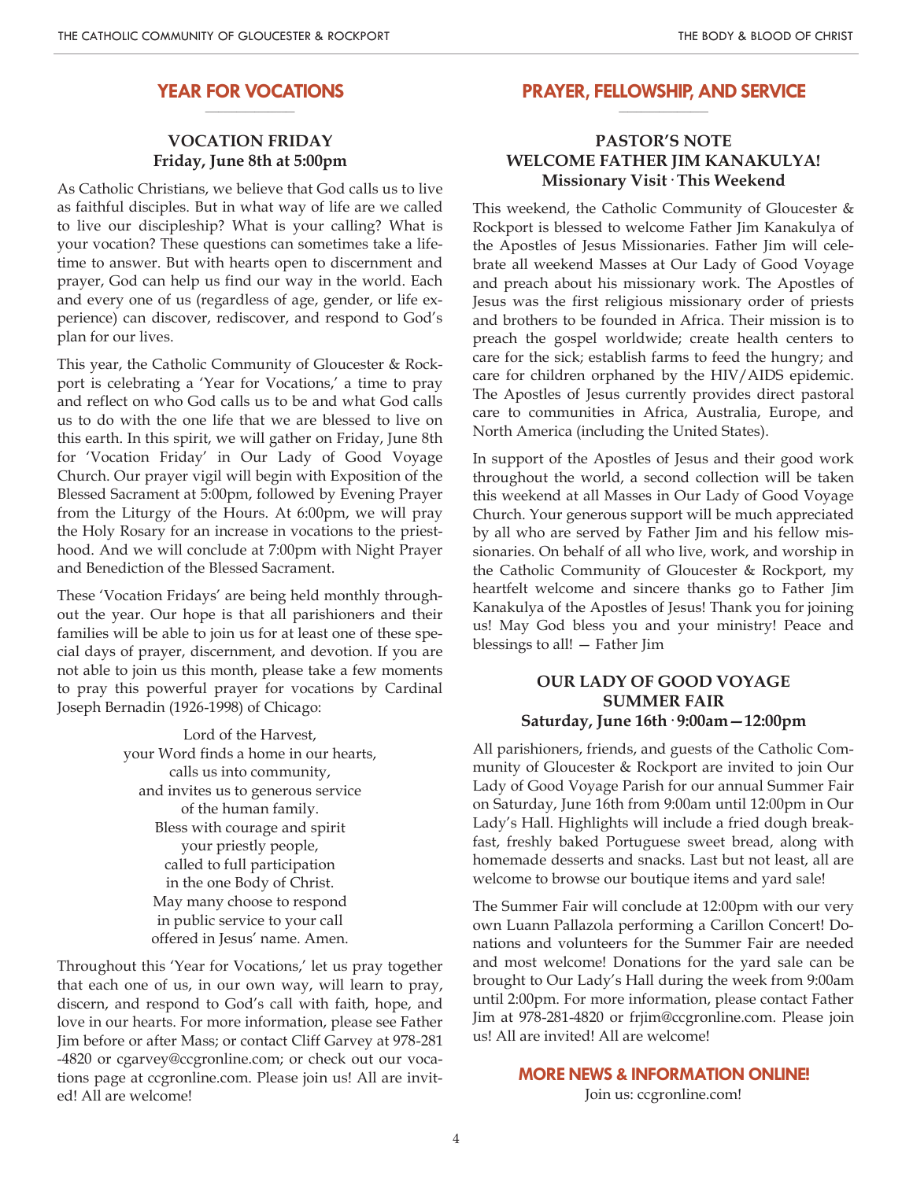## YEAR FOR VOCATIONS

### VOCATION FRIDAY
**Friday, June 8th at 5:00pm**

As Catholic Christians, we believe that God calls us to live as faithful disciples. But in what way of life are we called to live our discipleship? What is your calling? What is your vocation? These questions can sometimes take a lifetime to answer. But with hearts open to discernment and prayer, God can help us find our way in the world. Each and every one of us (regardless of age, gender, or life experience) can discover, rediscover, and respond to God's plan for our lives.

This year, the Catholic Community of Gloucester & Rockport is celebrating a 'Year for Vocations,' a time to pray and reflect on who God calls us to be and what God calls us to do with the one life that we are blessed to live on this earth. In this spirit, we will gather on Friday, June 8th for 'Vocation Friday' in Our Lady of Good Voyage Church. Our prayer vigil will begin with Exposition of the Blessed Sacrament at 5:00pm, followed by Evening Prayer from the Liturgy of the Hours. At 6:00pm, we will pray the Holy Rosary for an increase in vocations to the priesthood. And we will conclude at 7:00pm with Night Prayer and Benediction of the Blessed Sacrament.

These 'Vocation Fridays' are being held monthly throughout the year. Our hope is that all parishioners and their families will be able to join us for at least one of these special days of prayer, discernment, and devotion. If you are not able to join us this month, please take a few moments to pray this powerful prayer for vocations by Cardinal Joseph Bernadin (1926-1998) of Chicago:

Lord of the Harvest,  
your Word finds a home in our hearts,  
calls us into community,  
and invites us to generous service  
of the human family.  
Bless with courage and spirit  
your priestly people,  
called to full participation  
in the one Body of Christ.  
May many choose to respond  
in public service to your call  
offered in Jesus' name. Amen.

Throughout this 'Year for Vocations,' let us pray together that each one of us, in our own way, will learn to pray, discern, and respond to God's call with faith, hope, and love in our hearts. For more information, please see Father Jim before or after Mass; or contact Cliff Garvey at 978-281-4820 or cgarvey@ccgronline.com; or check out our vocations page at ccgronline.com. Please join us! All are invited! All are welcome!

## PRAYER, FELLOWSHIP, AND SERVICE

### PASTOR'S NOTE
### WELCOME FATHER JIM KANAKULYA!
**Missionary Visit · This Weekend**

This weekend, the Catholic Community of Gloucester & Rockport is blessed to welcome Father Jim Kanakulya of the Apostles of Jesus Missionaries. Father Jim will celebrate all weekend Masses at Our Lady of Good Voyage and preach about his missionary work. The Apostles of Jesus was the first religious missionary order of priests and brothers to be founded in Africa. Their mission is to preach the gospel worldwide; create health centers to care for the sick; establish farms to feed the hungry; and care for children orphaned by the HIV/AIDS epidemic. The Apostles of Jesus currently provides direct pastoral care to communities in Africa, Australia, Europe, and North America (including the United States).

In support of the Apostles of Jesus and their good work throughout the world, a second collection will be taken this weekend at all Masses in Our Lady of Good Voyage Church. Your generous support will be much appreciated by all who are served by Father Jim and his fellow missionaries. On behalf of all who live, work, and worship in the Catholic Community of Gloucester & Rockport, my heartfelt welcome and sincere thanks go to Father Jim Kanakulya of the Apostles of Jesus! Thank you for joining us! May God bless you and your ministry! Peace and blessings to all! — Father Jim

### OUR LADY OF GOOD VOYAGE SUMMER FAIR
**Saturday, June 16th · 9:00am—12:00pm**

All parishioners, friends, and guests of the Catholic Community of Gloucester & Rockport are invited to join Our Lady of Good Voyage Parish for our annual Summer Fair on Saturday, June 16th from 9:00am until 12:00pm in Our Lady's Hall. Highlights will include a fried dough breakfast, freshly baked Portuguese sweet bread, along with homemade desserts and snacks. Last but not least, all are welcome to browse our boutique items and yard sale!

The Summer Fair will conclude at 12:00pm with our very own Luann Pallazola performing a Carillon Concert! Donations and volunteers for the Summer Fair are needed and most welcome! Donations for the yard sale can be brought to Our Lady's Hall during the week from 9:00am until 2:00pm. For more information, please contact Father Jim at 978-281-4820 or frjim@ccgronline.com. Please join us! All are invited! All are welcome!

## MORE NEWS & INFORMATION ONLINE!

Join us: ccgronline.com!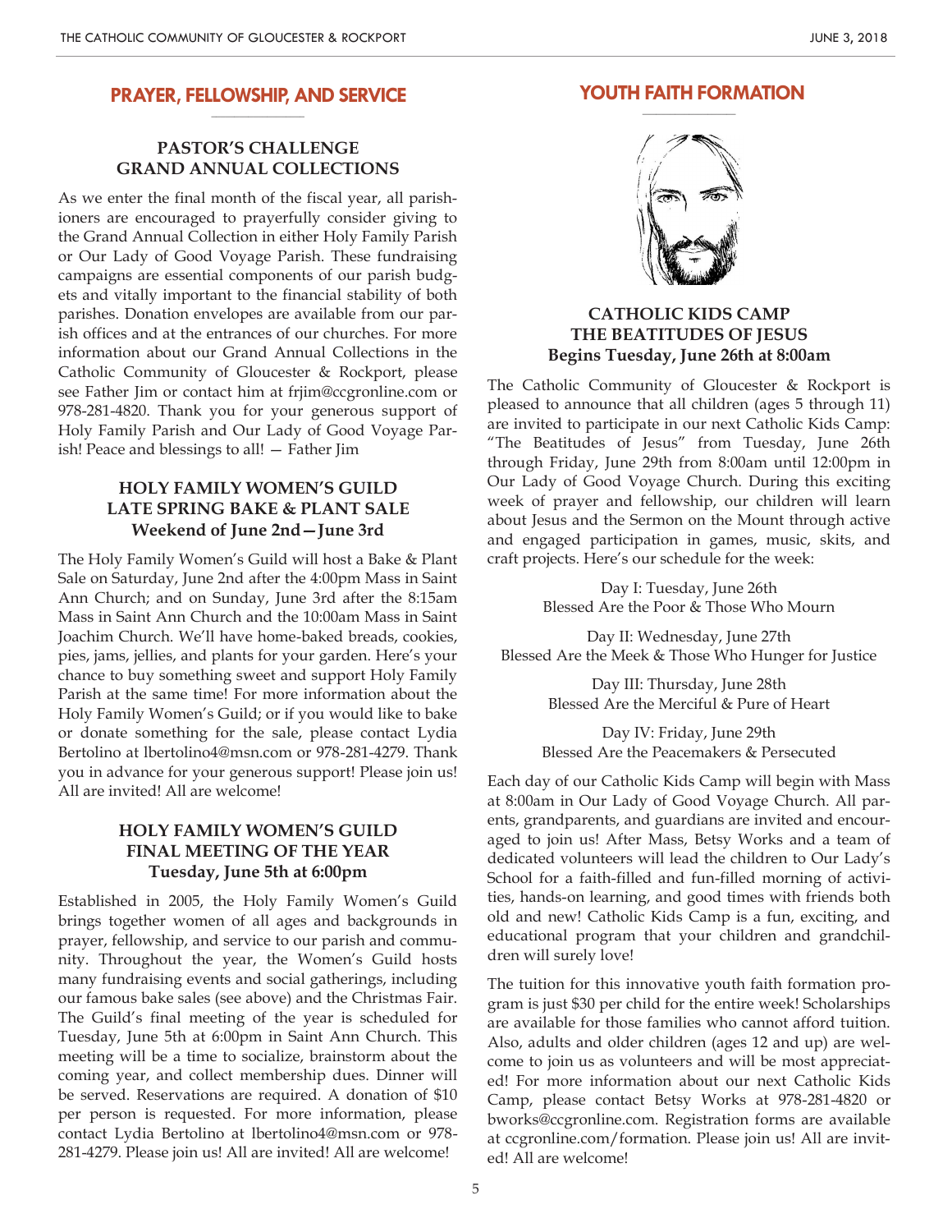## PRAYER, FELLOWSHIP, AND SERVICE

### PASTOR'S CHALLENGE
### GRAND ANNUAL COLLECTIONS

As we enter the final month of the fiscal year, all parishioners are encouraged to prayerfully consider giving to the Grand Annual Collection in either Holy Family Parish or Our Lady of Good Voyage Parish. These fundraising campaigns are essential components of our parish budgets and vitally important to the financial stability of both parishes. Donation envelopes are available from our parish offices and at the entrances of our churches. For more information about our Grand Annual Collections in the Catholic Community of Gloucester & Rockport, please see Father Jim or contact him at frjim@ccgronline.com or 978-281-4820. Thank you for your generous support of Holy Family Parish and Our Lady of Good Voyage Parish! Peace and blessings to all! — Father Jim

### HOLY FAMILY WOMEN'S GUILD
### LATE SPRING BAKE & PLANT SALE
### Weekend of June 2nd—June 3rd

The Holy Family Women's Guild will host a Bake & Plant Sale on Saturday, June 2nd after the 4:00pm Mass in Saint Ann Church; and on Sunday, June 3rd after the 8:15am Mass in Saint Ann Church and the 10:00am Mass in Saint Joachim Church. We'll have home-baked breads, cookies, pies, jams, jellies, and plants for your garden. Here's your chance to buy something sweet and support Holy Family Parish at the same time! For more information about the Holy Family Women's Guild; or if you would like to bake or donate something for the sale, please contact Lydia Bertolino at lbertolino4@msn.com or 978-281-4279. Thank you in advance for your generous support! Please join us! All are invited! All are welcome!

### HOLY FAMILY WOMEN'S GUILD
### FINAL MEETING OF THE YEAR
### Tuesday, June 5th at 6:00pm

Established in 2005, the Holy Family Women's Guild brings together women of all ages and backgrounds in prayer, fellowship, and service to our parish and community. Throughout the year, the Women's Guild hosts many fundraising events and social gatherings, including our famous bake sales (see above) and the Christmas Fair. The Guild's final meeting of the year is scheduled for Tuesday, June 5th at 6:00pm in Saint Ann Church. This meeting will be a time to socialize, brainstorm about the coming year, and collect membership dues. Dinner will be served. Reservations are required. A donation of $10 per person is requested. For more information, please contact Lydia Bertolino at lbertolino4@msn.com or 978-281-4279. Please join us! All are invited! All are welcome!

## YOUTH FAITH FORMATION

### CATHOLIC KIDS CAMP
### THE BEATITUDES OF JESUS
### Begins Tuesday, June 26th at 8:00am

The Catholic Community of Gloucester & Rockport is pleased to announce that all children (ages 5 through 11) are invited to participate in our next Catholic Kids Camp: "The Beatitudes of Jesus" from Tuesday, June 26th through Friday, June 29th from 8:00am until 12:00pm in Our Lady of Good Voyage Church. During this exciting week of prayer and fellowship, our children will learn about Jesus and the Sermon on the Mount through active and engaged participation in games, music, skits, and craft projects. Here's our schedule for the week:

Day I: Tuesday, June 26th
Blessed Are the Poor & Those Who Mourn

Day II: Wednesday, June 27th
Blessed Are the Meek & Those Who Hunger for Justice

Day III: Thursday, June 28th
Blessed Are the Merciful & Pure of Heart

Day IV: Friday, June 29th
Blessed Are the Peacemakers & Persecuted

Each day of our Catholic Kids Camp will begin with Mass at 8:00am in Our Lady of Good Voyage Church. All parents, grandparents, and guardians are invited and encouraged to join us! After Mass, Betsy Works and a team of dedicated volunteers will lead the children to Our Lady's School for a faith-filled and fun-filled morning of activities, hands-on learning, and good times with friends both old and new! Catholic Kids Camp is a fun, exciting, and educational program that your children and grandchildren will surely love!

The tuition for this innovative youth faith formation program is just $30 per child for the entire week! Scholarships are available for those families who cannot afford tuition. Also, adults and older children (ages 12 and up) are welcome to join us as volunteers and will be most appreciated! For more information about our next Catholic Kids Camp, please contact Betsy Works at 978-281-4820 or bworks@ccgronline.com. Registration forms are available at ccgronline.com/formation. Please join us! All are invited! All are welcome!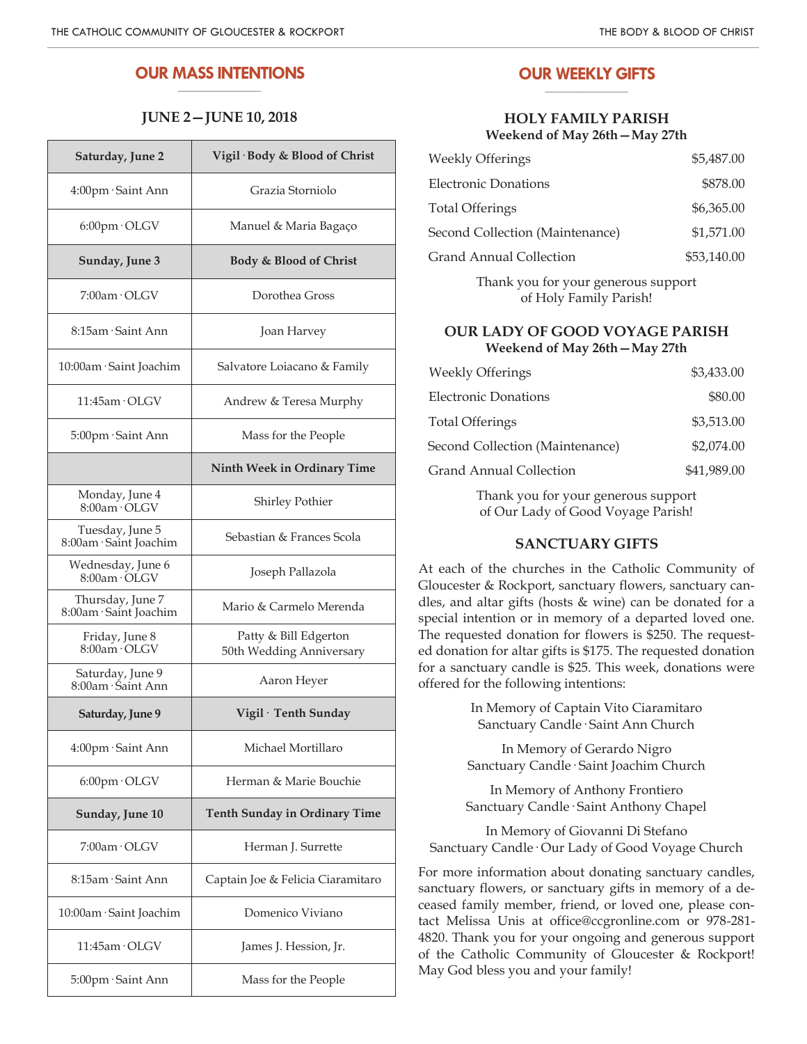## OUR MASS INTENTIONS

### JUNE 2—JUNE 10, 2018

| Saturday, June 2 | Vigil · Body & Blood of Christ |
|---|---|
| 4:00pm · Saint Ann | Grazia Storniolo |
| 6:00pm · OLGV | Manuel & Maria Bagaço |
| **Sunday, June 3** | **Body & Blood of Christ** |
| 7:00am · OLGV | Dorothea Gross |
| 8:15am · Saint Ann | Joan Harvey |
| 10:00am · Saint Joachim | Salvatore Loiacano & Family |
| 11:45am · OLGV | Andrew & Teresa Murphy |
| 5:00pm · Saint Ann | Mass for the People |
| | **Ninth Week in Ordinary Time** |
| Monday, June 4 8:00am · OLGV | Shirley Pothier |
| Tuesday, June 5 8:00am · Saint Joachim | Sebastian & Frances Scola |
| Wednesday, June 6 8:00am · OLGV | Joseph Pallazola |
| Thursday, June 7 8:00am · Saint Joachim | Mario & Carmelo Merenda |
| Friday, June 8 8:00am · OLGV | Patty & Bill Edgerton 50th Wedding Anniversary |
| Saturday, June 9 8:00am · Saint Ann | Aaron Heyer |
| **Saturday, June 9** | **Vigil · Tenth Sunday** |
| 4:00pm · Saint Ann | Michael Mortillaro |
| 6:00pm · OLGV | Herman & Marie Bouchie |
| **Sunday, June 10** | **Tenth Sunday in Ordinary Time** |
| 7:00am · OLGV | Herman J. Surrette |
| 8:15am · Saint Ann | Captain Joe & Felicia Ciaramitaro |
| 10:00am · Saint Joachim | Domenico Viviano |
| 11:45am · OLGV | James J. Hession, Jr. |
| 5:00pm · Saint Ann | Mass for the People |

## OUR WEEKLY GIFTS

### HOLY FAMILY PARISH
**Weekend of May 26th—May 27th**

| | |
|---|---|
| Weekly Offerings | $5,487.00 |
| Electronic Donations | $878.00 |
| Total Offerings | $6,365.00 |
| Second Collection (Maintenance) | $1,571.00 |
| Grand Annual Collection | $53,140.00 |

Thank you for your generous support of Holy Family Parish!

### OUR LADY OF GOOD VOYAGE PARISH
**Weekend of May 26th—May 27th**

| | |
|---|---|
| Weekly Offerings | $3,433.00 |
| Electronic Donations | $80.00 |
| Total Offerings | $3,513.00 |
| Second Collection (Maintenance) | $2,074.00 |
| Grand Annual Collection | $41,989.00 |

Thank you for your generous support of Our Lady of Good Voyage Parish!

### SANCTUARY GIFTS

At each of the churches in the Catholic Community of Gloucester & Rockport, sanctuary flowers, sanctuary candles, and altar gifts (hosts & wine) can be donated for a special intention or in memory of a departed loved one. The requested donation for flowers is $250. The requested donation for altar gifts is $175. The requested donation for a sanctuary candle is $25. This week, donations were offered for the following intentions:

In Memory of Captain Vito Ciaramitaro
Sanctuary Candle · Saint Ann Church

In Memory of Gerardo Nigro
Sanctuary Candle · Saint Joachim Church

In Memory of Anthony Frontiero
Sanctuary Candle · Saint Anthony Chapel

In Memory of Giovanni Di Stefano
Sanctuary Candle · Our Lady of Good Voyage Church

For more information about donating sanctuary candles, sanctuary flowers, or sanctuary gifts in memory of a deceased family member, friend, or loved one, please contact Melissa Unis at office@ccgronline.com or 978-281-4820. Thank you for your ongoing and generous support of the Catholic Community of Gloucester & Rockport! May God bless you and your family!